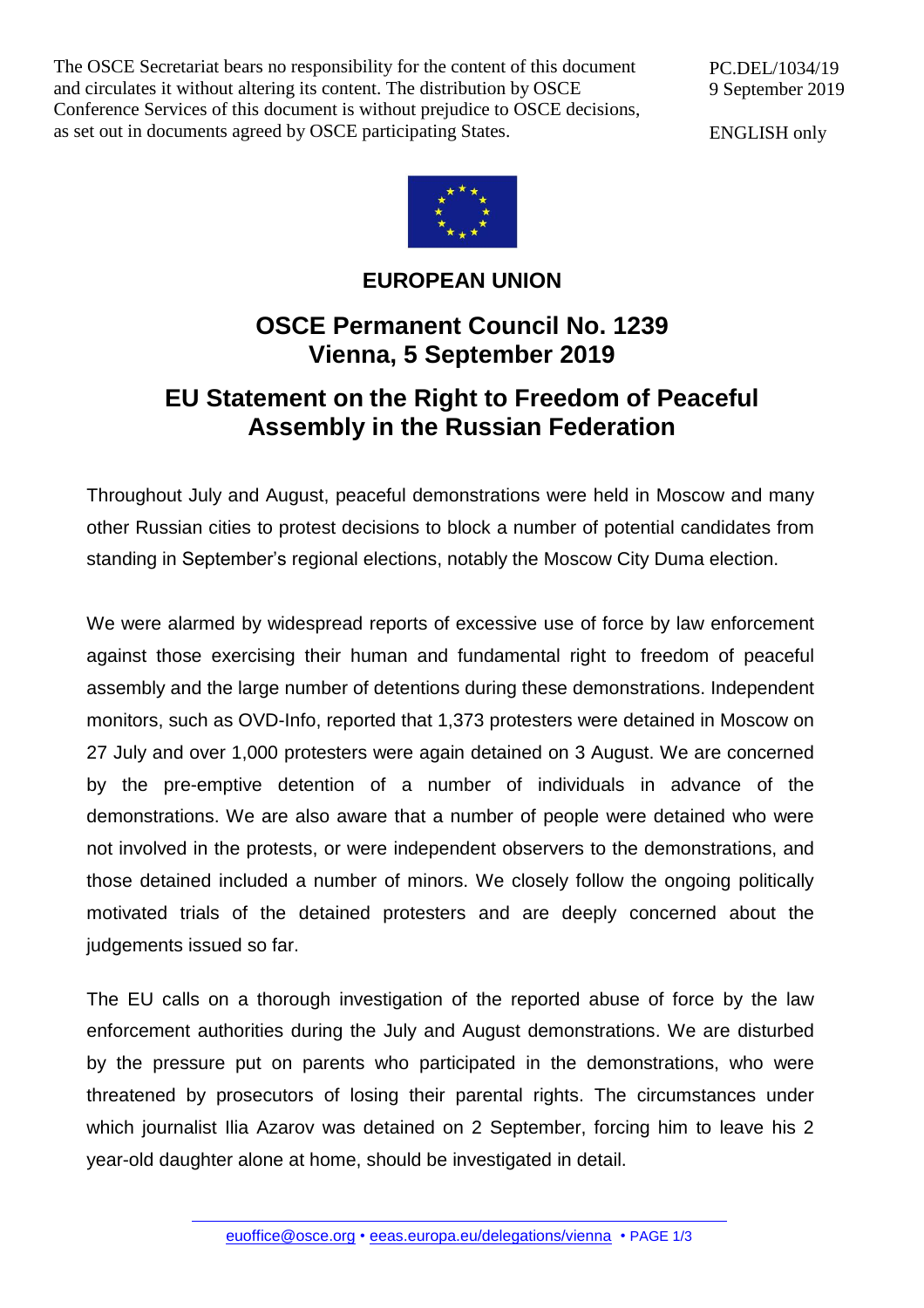The OSCE Secretariat bears no responsibility for the content of this document and circulates it without altering its content. The distribution by OSCE Conference Services of this document is without prejudice to OSCE decisions, as set out in documents agreed by OSCE participating States.

PC.DEL/1034/19
9 September 2019

ENGLISH only

**EUROPEAN UNION**

# OSCE Permanent Council No. 1239 Vienna, 5 September 2019

## EU Statement on the Right to Freedom of Peaceful Assembly in the Russian Federation

Throughout July and August, peaceful demonstrations were held in Moscow and many other Russian cities to protest decisions to block a number of potential candidates from standing in September's regional elections, notably the Moscow City Duma election.

We were alarmed by widespread reports of excessive use of force by law enforcement against those exercising their human and fundamental right to freedom of peaceful assembly and the large number of detentions during these demonstrations. Independent monitors, such as OVD-Info, reported that 1,373 protesters were detained in Moscow on 27 July and over 1,000 protesters were again detained on 3 August. We are concerned by the pre-emptive detention of a number of individuals in advance of the demonstrations. We are also aware that a number of people were detained who were not involved in the protests, or were independent observers to the demonstrations, and those detained included a number of minors. We closely follow the ongoing politically motivated trials of the detained protesters and are deeply concerned about the judgements issued so far.

The EU calls on a thorough investigation of the reported abuse of force by the law enforcement authorities during the July and August demonstrations. We are disturbed by the pressure put on parents who participated in the demonstrations, who were threatened by prosecutors of losing their parental rights. The circumstances under which journalist Ilia Azarov was detained on 2 September, forcing him to leave his 2 year-old daughter alone at home, should be investigated in detail.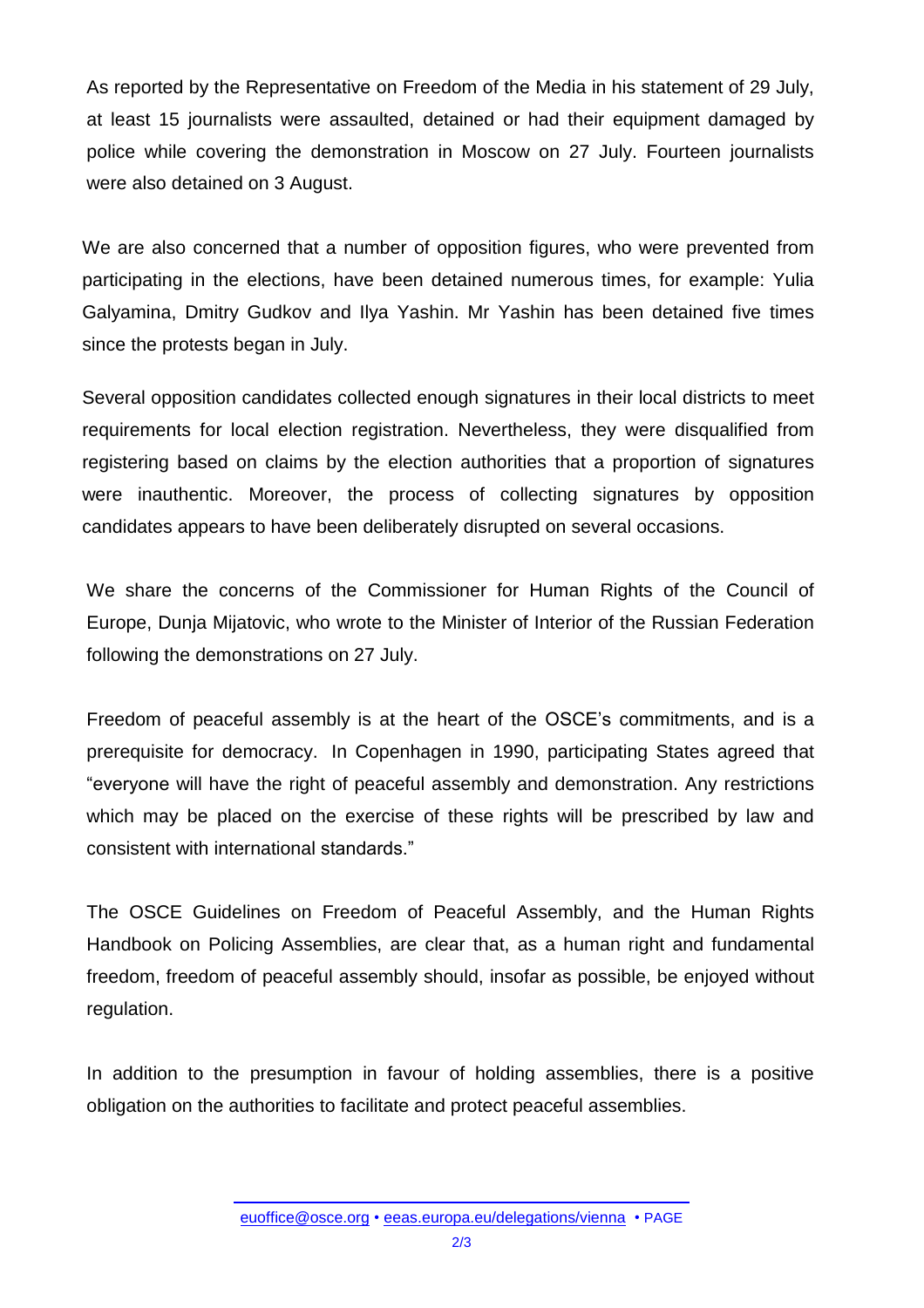As reported by the Representative on Freedom of the Media in his statement of 29 July, at least 15 journalists were assaulted, detained or had their equipment damaged by police while covering the demonstration in Moscow on 27 July. Fourteen journalists were also detained on 3 August.

We are also concerned that a number of opposition figures, who were prevented from participating in the elections, have been detained numerous times, for example: Yulia Galyamina, Dmitry Gudkov and Ilya Yashin. Mr Yashin has been detained five times since the protests began in July.

Several opposition candidates collected enough signatures in their local districts to meet requirements for local election registration. Nevertheless, they were disqualified from registering based on claims by the election authorities that a proportion of signatures were inauthentic. Moreover, the process of collecting signatures by opposition candidates appears to have been deliberately disrupted on several occasions.

We share the concerns of the Commissioner for Human Rights of the Council of Europe, Dunja Mijatovic, who wrote to the Minister of Interior of the Russian Federation following the demonstrations on 27 July.

Freedom of peaceful assembly is at the heart of the OSCE's commitments, and is a prerequisite for democracy. In Copenhagen in 1990, participating States agreed that "everyone will have the right of peaceful assembly and demonstration. Any restrictions which may be placed on the exercise of these rights will be prescribed by law and consistent with international standards."

The OSCE Guidelines on Freedom of Peaceful Assembly, and the Human Rights Handbook on Policing Assemblies, are clear that, as a human right and fundamental freedom, freedom of peaceful assembly should, insofar as possible, be enjoyed without regulation.

In addition to the presumption in favour of holding assemblies, there is a positive obligation on the authorities to facilitate and protect peaceful assemblies.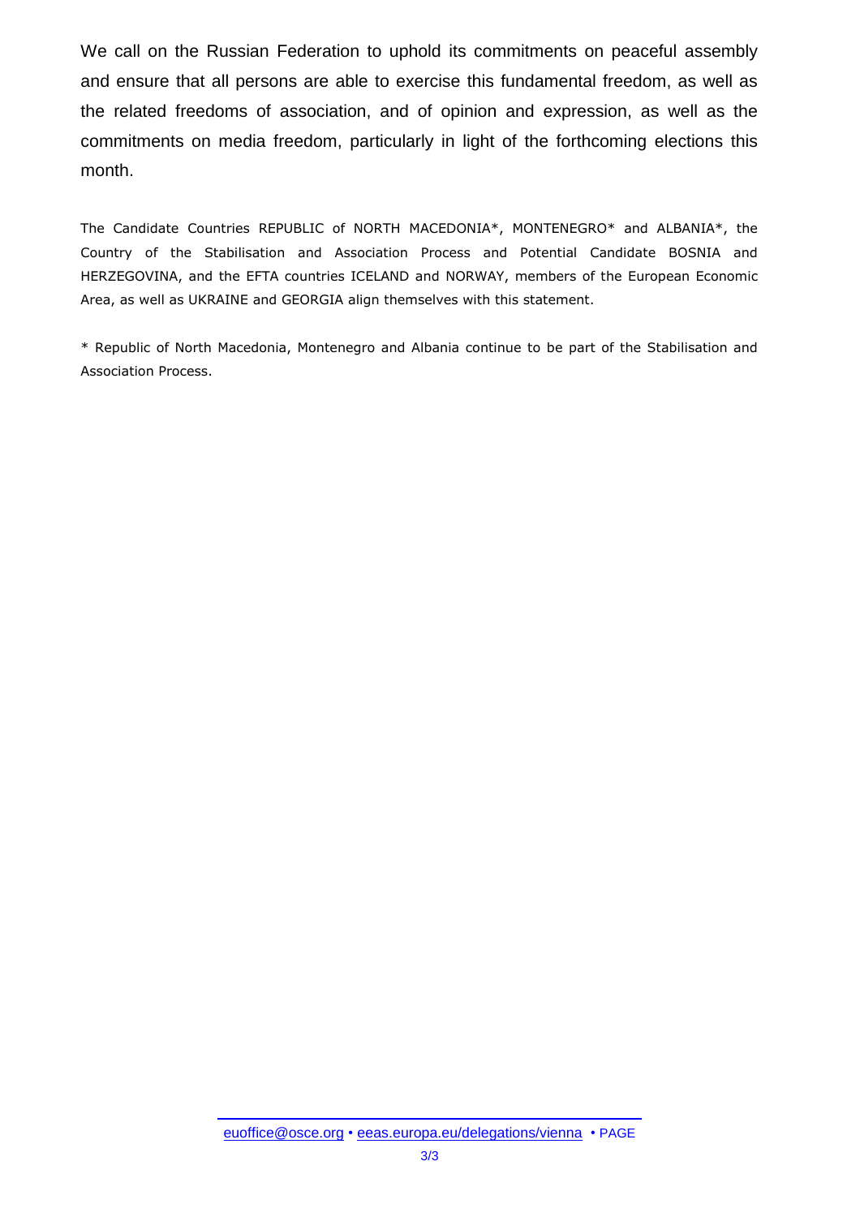We call on the Russian Federation to uphold its commitments on peaceful assembly and ensure that all persons are able to exercise this fundamental freedom, as well as the related freedoms of association, and of opinion and expression, as well as the commitments on media freedom, particularly in light of the forthcoming elections this month.

The Candidate Countries REPUBLIC of NORTH MACEDONIA*, MONTENEGRO* and ALBANIA*, the Country of the Stabilisation and Association Process and Potential Candidate BOSNIA and HERZEGOVINA, and the EFTA countries ICELAND and NORWAY, members of the European Economic Area, as well as UKRAINE and GEORGIA align themselves with this statement.

* Republic of North Macedonia, Montenegro and Albania continue to be part of the Stabilisation and Association Process.